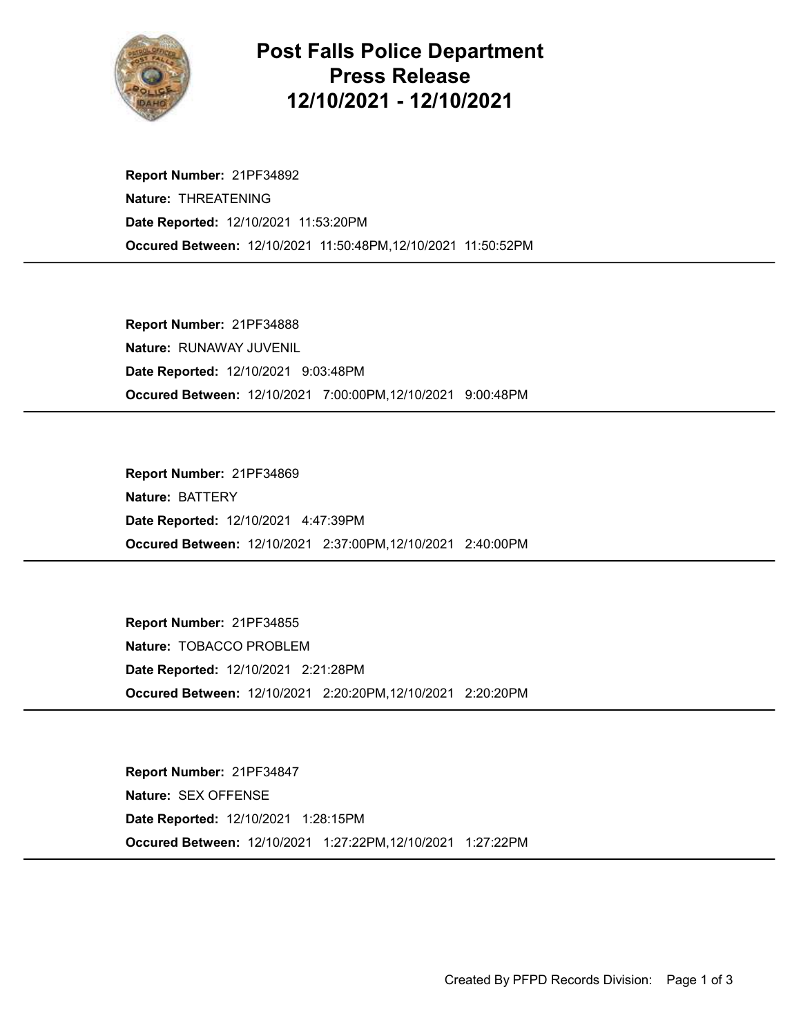# Post Falls Police Department
## Press Release
## 12/10/2021 - 12/10/2021

**Report Number:** 21PF34892
**Nature:** THREATENING
**Date Reported:** 12/10/2021 11:53:20PM
**Occured Between:** 12/10/2021 11:50:48PM,12/10/2021 11:50:52PM

---

**Report Number:** 21PF34888
**Nature:** RUNAWAY JUVENIL
**Date Reported:** 12/10/2021 9:03:48PM
**Occured Between:** 12/10/2021 7:00:00PM,12/10/2021 9:00:48PM

---

**Report Number:** 21PF34869
**Nature:** BATTERY
**Date Reported:** 12/10/2021 4:47:39PM
**Occured Between:** 12/10/2021 2:37:00PM,12/10/2021 2:40:00PM

---

**Report Number:** 21PF34855
**Nature:** TOBACCO PROBLEM
**Date Reported:** 12/10/2021 2:21:28PM
**Occured Between:** 12/10/2021 2:20:20PM,12/10/2021 2:20:20PM

---

**Report Number:** 21PF34847
**Nature:** SEX OFFENSE
**Date Reported:** 12/10/2021 1:28:15PM
**Occured Between:** 12/10/2021 1:27:22PM,12/10/2021 1:27:22PM

---

Created By PFPD Records Division: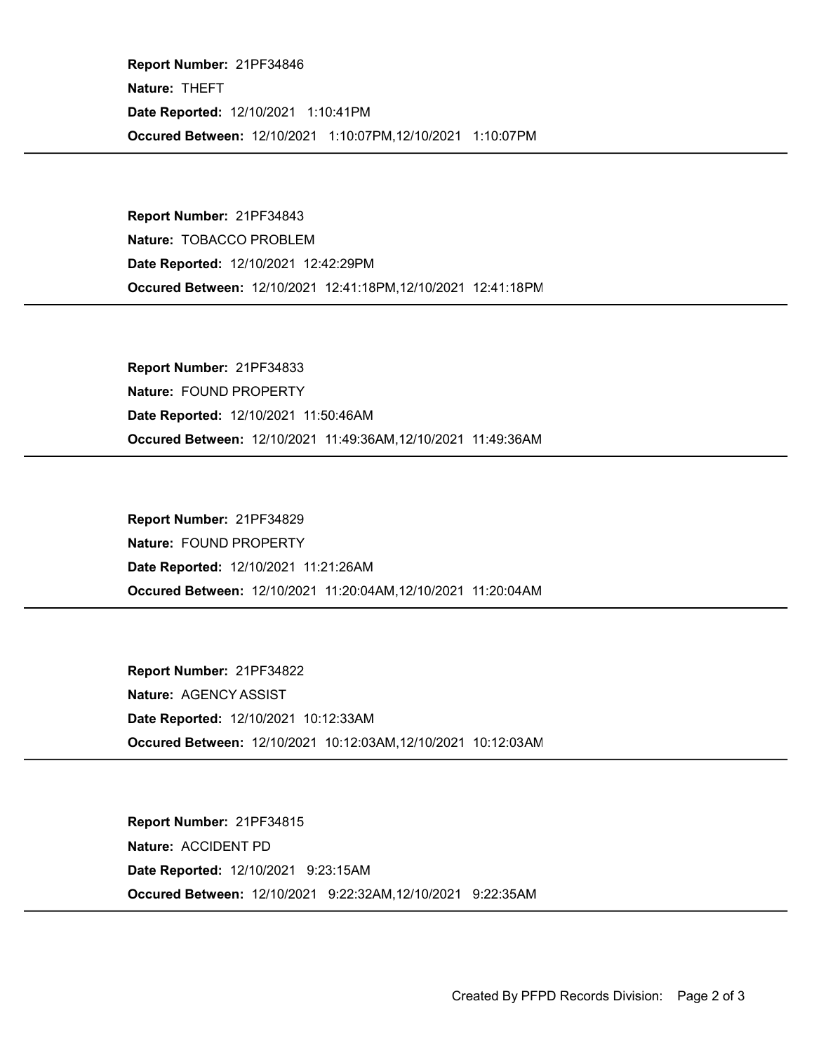**Report Number:** 21PF34846

**Nature:** THEFT

**Date Reported:** 12/10/2021 1:10:41PM

**Occured Between:** 12/10/2021 1:10:07PM,12/10/2021 1:10:07PM

---

**Report Number:** 21PF34843

**Nature:** TOBACCO PROBLEM

**Date Reported:** 12/10/2021 12:42:29PM

**Occured Between:** 12/10/2021 12:41:18PM,12/10/2021 12:41:18PM

---

**Report Number:** 21PF34833

**Nature:** FOUND PROPERTY

**Date Reported:** 12/10/2021 11:50:46AM

**Occured Between:** 12/10/2021 11:49:36AM,12/10/2021 11:49:36AM

---

**Report Number:** 21PF34829

**Nature:** FOUND PROPERTY

**Date Reported:** 12/10/2021 11:21:26AM

**Occured Between:** 12/10/2021 11:20:04AM,12/10/2021 11:20:04AM

---

**Report Number:** 21PF34822

**Nature:** AGENCY ASSIST

**Date Reported:** 12/10/2021 10:12:33AM

**Occured Between:** 12/10/2021 10:12:03AM,12/10/2021 10:12:03AM

---

**Report Number:** 21PF34815

**Nature:** ACCIDENT PD

**Date Reported:** 12/10/2021 9:23:15AM

**Occured Between:** 12/10/2021 9:22:32AM,12/10/2021 9:22:35AM

---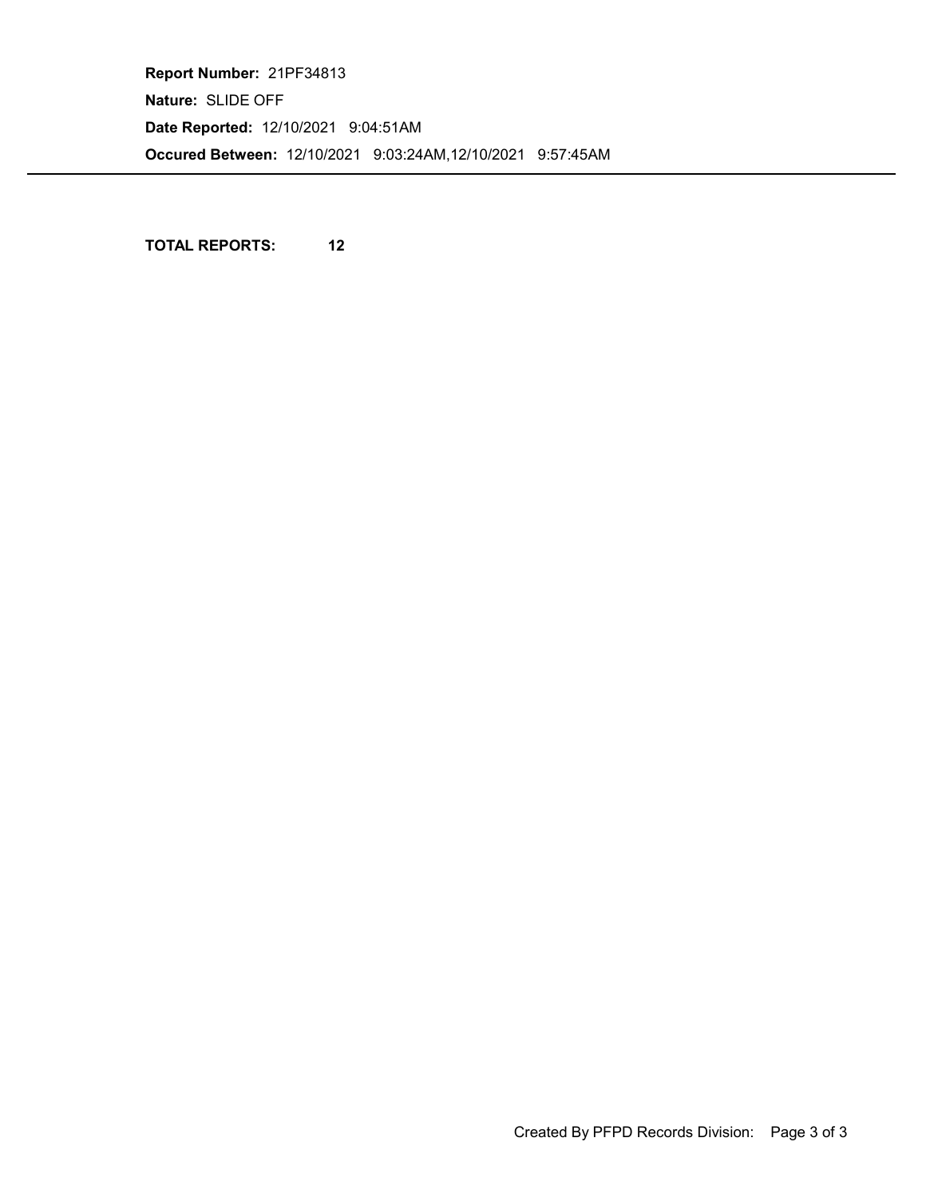**Report Number:** 21PF34813

**Nature:** SLIDE OFF

**Date Reported:** 12/10/2021 9:04:51AM

**Occured Between:** 12/10/2021 9:03:24AM,12/10/2021 9:57:45AM

---

**TOTAL REPORTS: 12**

Created By PFPD Records Division: